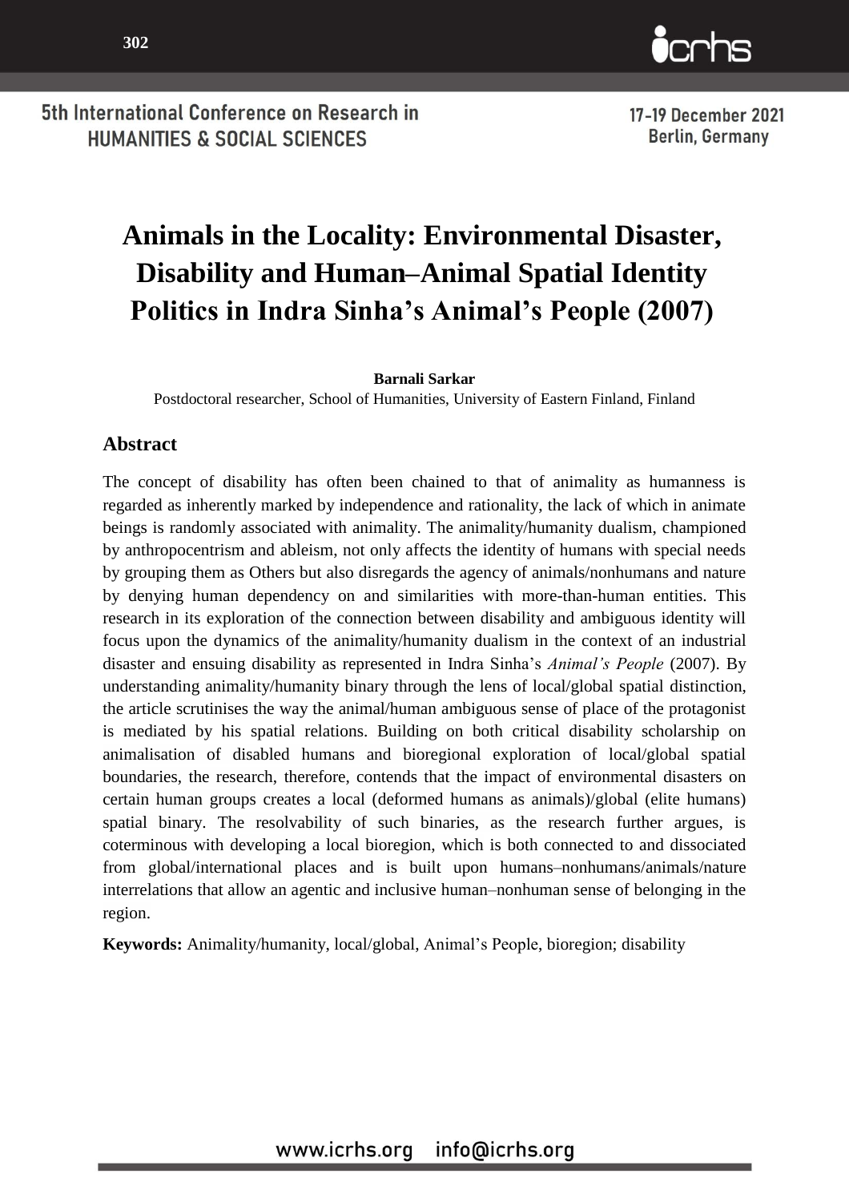# Animals in the Locality: Environmental Disaster, Disability and Human–Animal Spatial Identity Politics in Indra Sinha's Animal's People (2007)

**Barnali Sarkar**

Postdoctoral researcher, School of Humanities, University of Eastern Finland, Finland

## Abstract

The concept of disability has often been chained to that of animality as humanness is regarded as inherently marked by independence and rationality, the lack of which in animate beings is randomly associated with animality. The animality/humanity dualism, championed by anthropocentrism and ableism, not only affects the identity of humans with special needs by grouping them as Others but also disregards the agency of animals/nonhumans and nature by denying human dependency on and similarities with more-than-human entities. This research in its exploration of the connection between disability and ambiguous identity will focus upon the dynamics of the animality/humanity dualism in the context of an industrial disaster and ensuing disability as represented in Indra Sinha's *Animal's People* (2007). By understanding animality/humanity binary through the lens of local/global spatial distinction, the article scrutinises the way the animal/human ambiguous sense of place of the protagonist is mediated by his spatial relations. Building on both critical disability scholarship on animalisation of disabled humans and bioregional exploration of local/global spatial boundaries, the research, therefore, contends that the impact of environmental disasters on certain human groups creates a local (deformed humans as animals)/global (elite humans) spatial binary. The resolvability of such binaries, as the research further argues, is coterminous with developing a local bioregion, which is both connected to and dissociated from global/international places and is built upon humans–nonhumans/animals/nature interrelations that allow an agentic and inclusive human–nonhuman sense of belonging in the region.

**Keywords:** Animality/humanity, local/global, Animal's People, bioregion; disability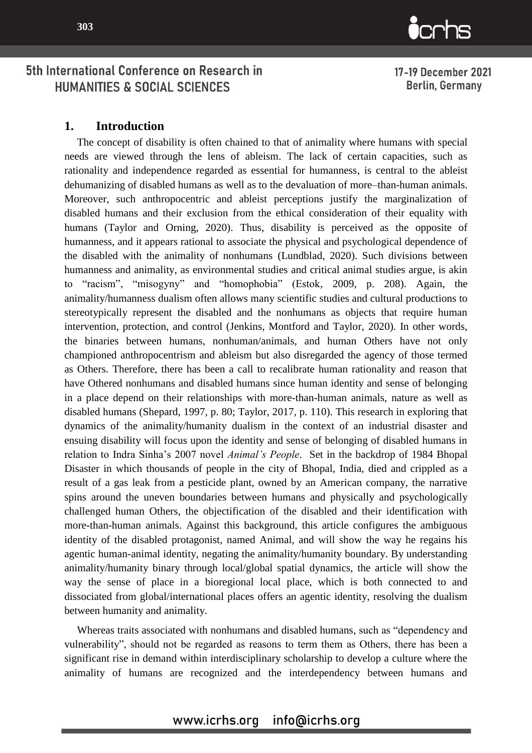## 1. Introduction

The concept of disability is often chained to that of animality where humans with special needs are viewed through the lens of ableism. The lack of certain capacities, such as rationality and independence regarded as essential for humanness, is central to the ableist dehumanizing of disabled humans as well as to the devaluation of more–than-human animals. Moreover, such anthropocentric and ableist perceptions justify the marginalization of disabled humans and their exclusion from the ethical consideration of their equality with humans (Taylor and Orning, 2020). Thus, disability is perceived as the opposite of humanness, and it appears rational to associate the physical and psychological dependence of the disabled with the animality of nonhumans (Lundblad, 2020). Such divisions between humanness and animality, as environmental studies and critical animal studies argue, is akin to "racism", "misogyny" and "homophobia" (Estok, 2009, p. 208). Again, the animality/humanness dualism often allows many scientific studies and cultural productions to stereotypically represent the disabled and the nonhumans as objects that require human intervention, protection, and control (Jenkins, Montford and Taylor, 2020). In other words, the binaries between humans, nonhuman/animals, and human Others have not only championed anthropocentrism and ableism but also disregarded the agency of those termed as Others. Therefore, there has been a call to recalibrate human rationality and reason that have Othered nonhumans and disabled humans since human identity and sense of belonging in a place depend on their relationships with more-than-human animals, nature as well as disabled humans (Shepard, 1997, p. 80; Taylor, 2017, p. 110). This research in exploring that dynamics of the animality/humanity dualism in the context of an industrial disaster and ensuing disability will focus upon the identity and sense of belonging of disabled humans in relation to Indra Sinha's 2007 novel *Animal's People*. Set in the backdrop of 1984 Bhopal Disaster in which thousands of people in the city of Bhopal, India, died and crippled as a result of a gas leak from a pesticide plant, owned by an American company, the narrative spins around the uneven boundaries between humans and physically and psychologically challenged human Others, the objectification of the disabled and their identification with more-than-human animals. Against this background, this article configures the ambiguous identity of the disabled protagonist, named Animal, and will show the way he regains his agentic human-animal identity, negating the animality/humanity boundary. By understanding animality/humanity binary through local/global spatial dynamics, the article will show the way the sense of place in a bioregional local place, which is both connected to and dissociated from global/international places offers an agentic identity, resolving the dualism between humanity and animality.

Whereas traits associated with nonhumans and disabled humans, such as "dependency and vulnerability", should not be regarded as reasons to term them as Others, there has been a significant rise in demand within interdisciplinary scholarship to develop a culture where the animality of humans are recognized and the interdependency between humans and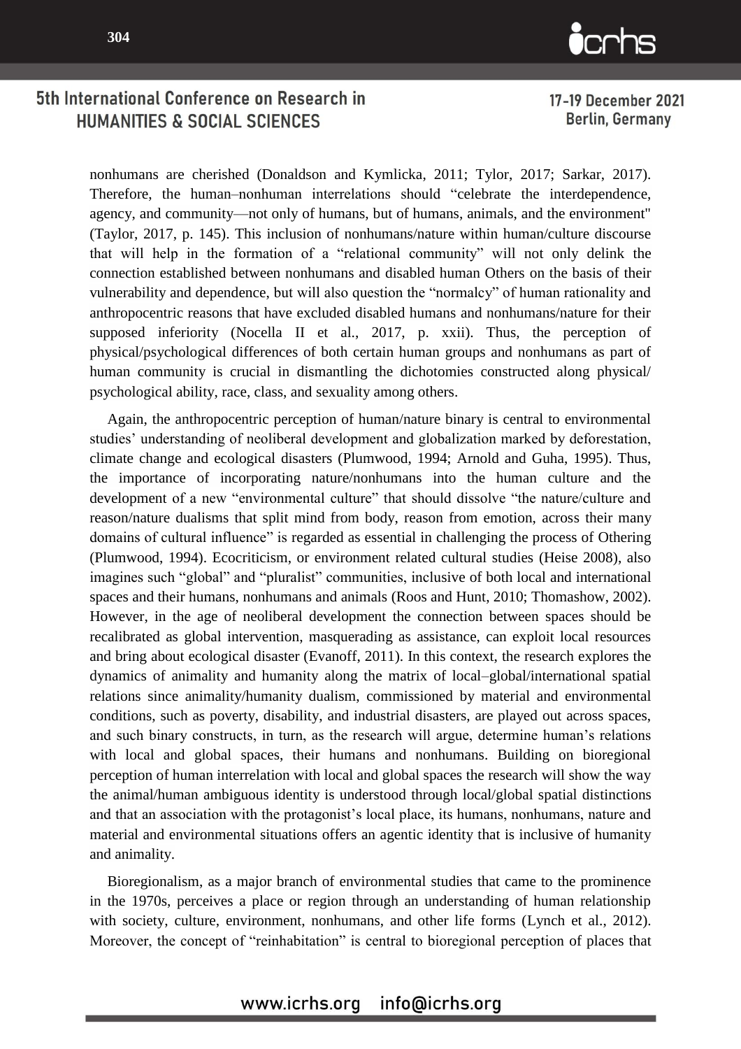nonhumans are cherished (Donaldson and Kymlicka, 2011; Tylor, 2017; Sarkar, 2017). Therefore, the human–nonhuman interrelations should "celebrate the interdependence, agency, and community—not only of humans, but of humans, animals, and the environment" (Taylor, 2017, p. 145). This inclusion of nonhumans/nature within human/culture discourse that will help in the formation of a "relational community" will not only delink the connection established between nonhumans and disabled human Others on the basis of their vulnerability and dependence, but will also question the "normalcy" of human rationality and anthropocentric reasons that have excluded disabled humans and nonhumans/nature for their supposed inferiority (Nocella II et al., 2017, p. xxii). Thus, the perception of physical/psychological differences of both certain human groups and nonhumans as part of human community is crucial in dismantling the dichotomies constructed along physical/ psychological ability, race, class, and sexuality among others.

Again, the anthropocentric perception of human/nature binary is central to environmental studies' understanding of neoliberal development and globalization marked by deforestation, climate change and ecological disasters (Plumwood, 1994; Arnold and Guha, 1995). Thus, the importance of incorporating nature/nonhumans into the human culture and the development of a new "environmental culture" that should dissolve "the nature/culture and reason/nature dualisms that split mind from body, reason from emotion, across their many domains of cultural influence" is regarded as essential in challenging the process of Othering (Plumwood, 1994). Ecocriticism, or environment related cultural studies (Heise 2008), also imagines such "global" and "pluralist" communities, inclusive of both local and international spaces and their humans, nonhumans and animals (Roos and Hunt, 2010; Thomashow, 2002). However, in the age of neoliberal development the connection between spaces should be recalibrated as global intervention, masquerading as assistance, can exploit local resources and bring about ecological disaster (Evanoff, 2011). In this context, the research explores the dynamics of animality and humanity along the matrix of local–global/international spatial relations since animality/humanity dualism, commissioned by material and environmental conditions, such as poverty, disability, and industrial disasters, are played out across spaces, and such binary constructs, in turn, as the research will argue, determine human's relations with local and global spaces, their humans and nonhumans. Building on bioregional perception of human interrelation with local and global spaces the research will show the way the animal/human ambiguous identity is understood through local/global spatial distinctions and that an association with the protagonist's local place, its humans, nonhumans, nature and material and environmental situations offers an agentic identity that is inclusive of humanity and animality.

Bioregionalism, as a major branch of environmental studies that came to the prominence in the 1970s, perceives a place or region through an understanding of human relationship with society, culture, environment, nonhumans, and other life forms (Lynch et al., 2012). Moreover, the concept of "reinhabitation" is central to bioregional perception of places that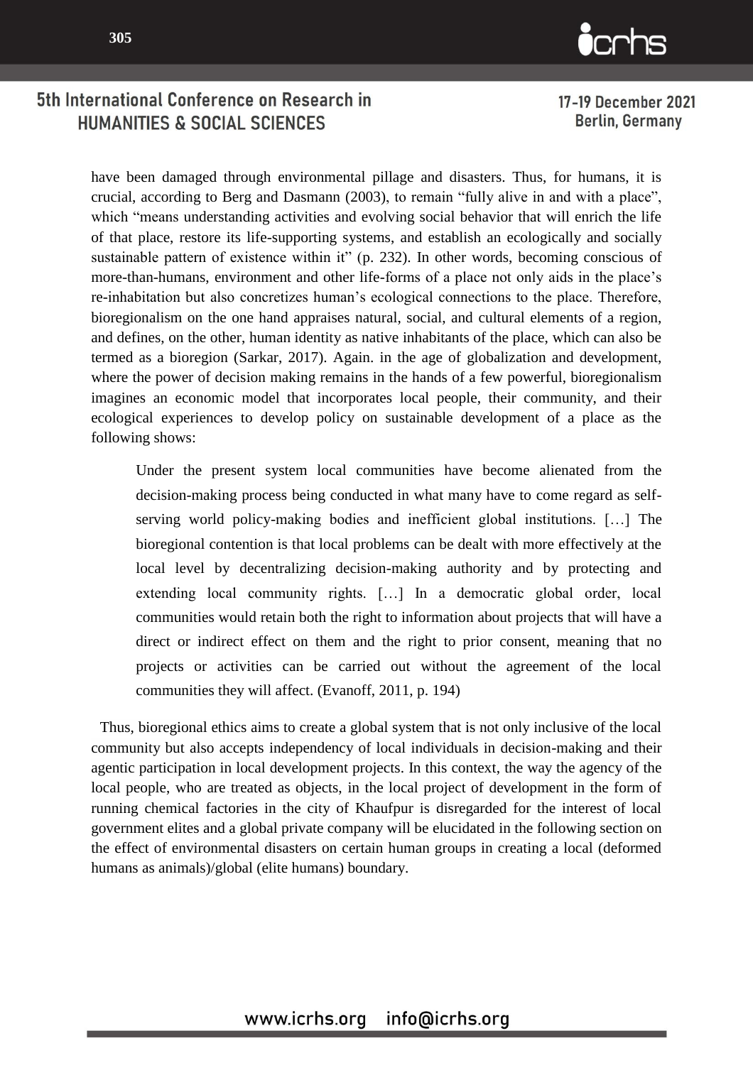have been damaged through environmental pillage and disasters. Thus, for humans, it is crucial, according to Berg and Dasmann (2003), to remain "fully alive in and with a place", which "means understanding activities and evolving social behavior that will enrich the life of that place, restore its life-supporting systems, and establish an ecologically and socially sustainable pattern of existence within it" (p. 232). In other words, becoming conscious of more-than-humans, environment and other life-forms of a place not only aids in the place's re-inhabitation but also concretizes human's ecological connections to the place. Therefore, bioregionalism on the one hand appraises natural, social, and cultural elements of a region, and defines, on the other, human identity as native inhabitants of the place, which can also be termed as a bioregion (Sarkar, 2017). Again. in the age of globalization and development, where the power of decision making remains in the hands of a few powerful, bioregionalism imagines an economic model that incorporates local people, their community, and their ecological experiences to develop policy on sustainable development of a place as the following shows:

> Under the present system local communities have become alienated from the decision-making process being conducted in what many have to come regard as self-serving world policy-making bodies and inefficient global institutions. […] The bioregional contention is that local problems can be dealt with more effectively at the local level by decentralizing decision-making authority and by protecting and extending local community rights. […] In a democratic global order, local communities would retain both the right to information about projects that will have a direct or indirect effect on them and the right to prior consent, meaning that no projects or activities can be carried out without the agreement of the local communities they will affect. (Evanoff, 2011, p. 194)

Thus, bioregional ethics aims to create a global system that is not only inclusive of the local community but also accepts independency of local individuals in decision-making and their agentic participation in local development projects. In this context, the way the agency of the local people, who are treated as objects, in the local project of development in the form of running chemical factories in the city of Khaufpur is disregarded for the interest of local government elites and a global private company will be elucidated in the following section on the effect of environmental disasters on certain human groups in creating a local (deformed humans as animals)/global (elite humans) boundary.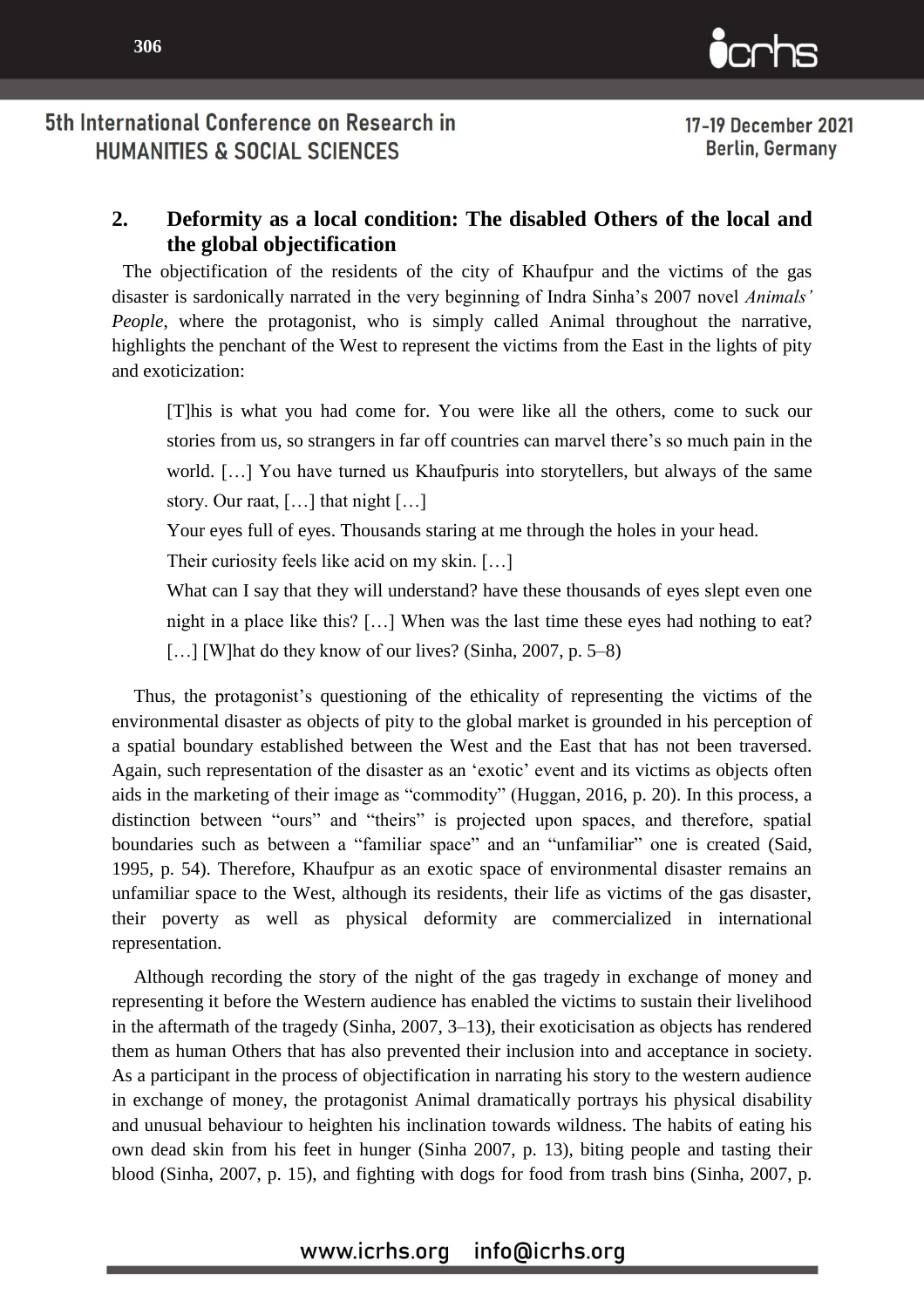## 2. Deformity as a local condition: The disabled Others of the local and the global objectification

The objectification of the residents of the city of Khaufpur and the victims of the gas disaster is sardonically narrated in the very beginning of Indra Sinha's 2007 novel *Animals' People*, where the protagonist, who is simply called Animal throughout the narrative, highlights the penchant of the West to represent the victims from the East in the lights of pity and exoticization:

> [T]his is what you had come for. You were like all the others, come to suck our stories from us, so strangers in far off countries can marvel there's so much pain in the world. […] You have turned us Khaufpuris into storytellers, but always of the same story. Our raat, […] that night […]
>
> Your eyes full of eyes. Thousands staring at me through the holes in your head.
>
> Their curiosity feels like acid on my skin. […]
>
> What can I say that they will understand? have these thousands of eyes slept even one night in a place like this? […] When was the last time these eyes had nothing to eat? […] [W]hat do they know of our lives? (Sinha, 2007, p. 5–8)

Thus, the protagonist's questioning of the ethicality of representing the victims of the environmental disaster as objects of pity to the global market is grounded in his perception of a spatial boundary established between the West and the East that has not been traversed. Again, such representation of the disaster as an 'exotic' event and its victims as objects often aids in the marketing of their image as "commodity" (Huggan, 2016, p. 20). In this process, a distinction between "ours" and "theirs" is projected upon spaces, and therefore, spatial boundaries such as between a "familiar space" and an "unfamiliar" one is created (Said, 1995, p. 54). Therefore, Khaufpur as an exotic space of environmental disaster remains an unfamiliar space to the West, although its residents, their life as victims of the gas disaster, their poverty as well as physical deformity are commercialized in international representation.

Although recording the story of the night of the gas tragedy in exchange of money and representing it before the Western audience has enabled the victims to sustain their livelihood in the aftermath of the tragedy (Sinha, 2007, 3–13), their exoticisation as objects has rendered them as human Others that has also prevented their inclusion into and acceptance in society. As a participant in the process of objectification in narrating his story to the western audience in exchange of money, the protagonist Animal dramatically portrays his physical disability and unusual behaviour to heighten his inclination towards wildness. The habits of eating his own dead skin from his feet in hunger (Sinha 2007, p. 13), biting people and tasting their blood (Sinha, 2007, p. 15), and fighting with dogs for food from trash bins (Sinha, 2007, p.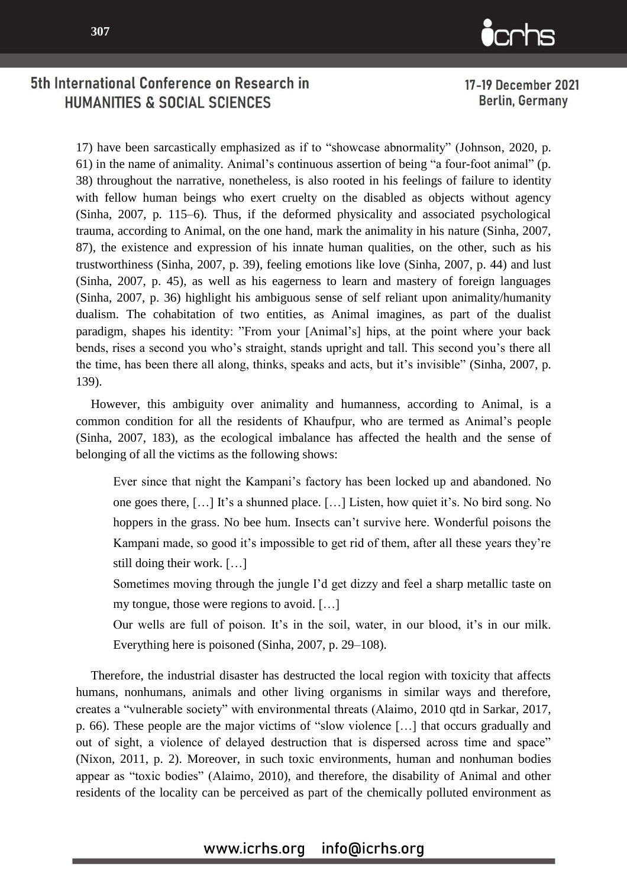17) have been sarcastically emphasized as if to "showcase abnormality" (Johnson, 2020, p. 61) in the name of animality. Animal's continuous assertion of being "a four-foot animal" (p. 38) throughout the narrative, nonetheless, is also rooted in his feelings of failure to identity with fellow human beings who exert cruelty on the disabled as objects without agency (Sinha, 2007, p. 115–6). Thus, if the deformed physicality and associated psychological trauma, according to Animal, on the one hand, mark the animality in his nature (Sinha, 2007, 87), the existence and expression of his innate human qualities, on the other, such as his trustworthiness (Sinha, 2007, p. 39), feeling emotions like love (Sinha, 2007, p. 44) and lust (Sinha, 2007, p. 45), as well as his eagerness to learn and mastery of foreign languages (Sinha, 2007, p. 36) highlight his ambiguous sense of self reliant upon animality/humanity dualism. The cohabitation of two entities, as Animal imagines, as part of the dualist paradigm, shapes his identity: "From your [Animal's] hips, at the point where your back bends, rises a second you who's straight, stands upright and tall. This second you's there all the time, has been there all along, thinks, speaks and acts, but it's invisible" (Sinha, 2007, p. 139).

However, this ambiguity over animality and humanness, according to Animal, is a common condition for all the residents of Khaufpur, who are termed as Animal's people (Sinha, 2007, 183), as the ecological imbalance has affected the health and the sense of belonging of all the victims as the following shows:

> Ever since that night the Kampani's factory has been locked up and abandoned. No one goes there, [...] It's a shunned place. [...] Listen, how quiet it's. No bird song. No hoppers in the grass. No bee hum. Insects can't survive here. Wonderful poisons the Kampani made, so good it's impossible to get rid of them, after all these years they're still doing their work. [...]
>
> Sometimes moving through the jungle I'd get dizzy and feel a sharp metallic taste on my tongue, those were regions to avoid. [...]
>
> Our wells are full of poison. It's in the soil, water, in our blood, it's in our milk. Everything here is poisoned (Sinha, 2007, p. 29–108).

Therefore, the industrial disaster has destructed the local region with toxicity that affects humans, nonhumans, animals and other living organisms in similar ways and therefore, creates a "vulnerable society" with environmental threats (Alaimo, 2010 qtd in Sarkar, 2017, p. 66). These people are the major victims of "slow violence [...] that occurs gradually and out of sight, a violence of delayed destruction that is dispersed across time and space" (Nixon, 2011, p. 2). Moreover, in such toxic environments, human and nonhuman bodies appear as "toxic bodies" (Alaimo, 2010), and therefore, the disability of Animal and other residents of the locality can be perceived as part of the chemically polluted environment as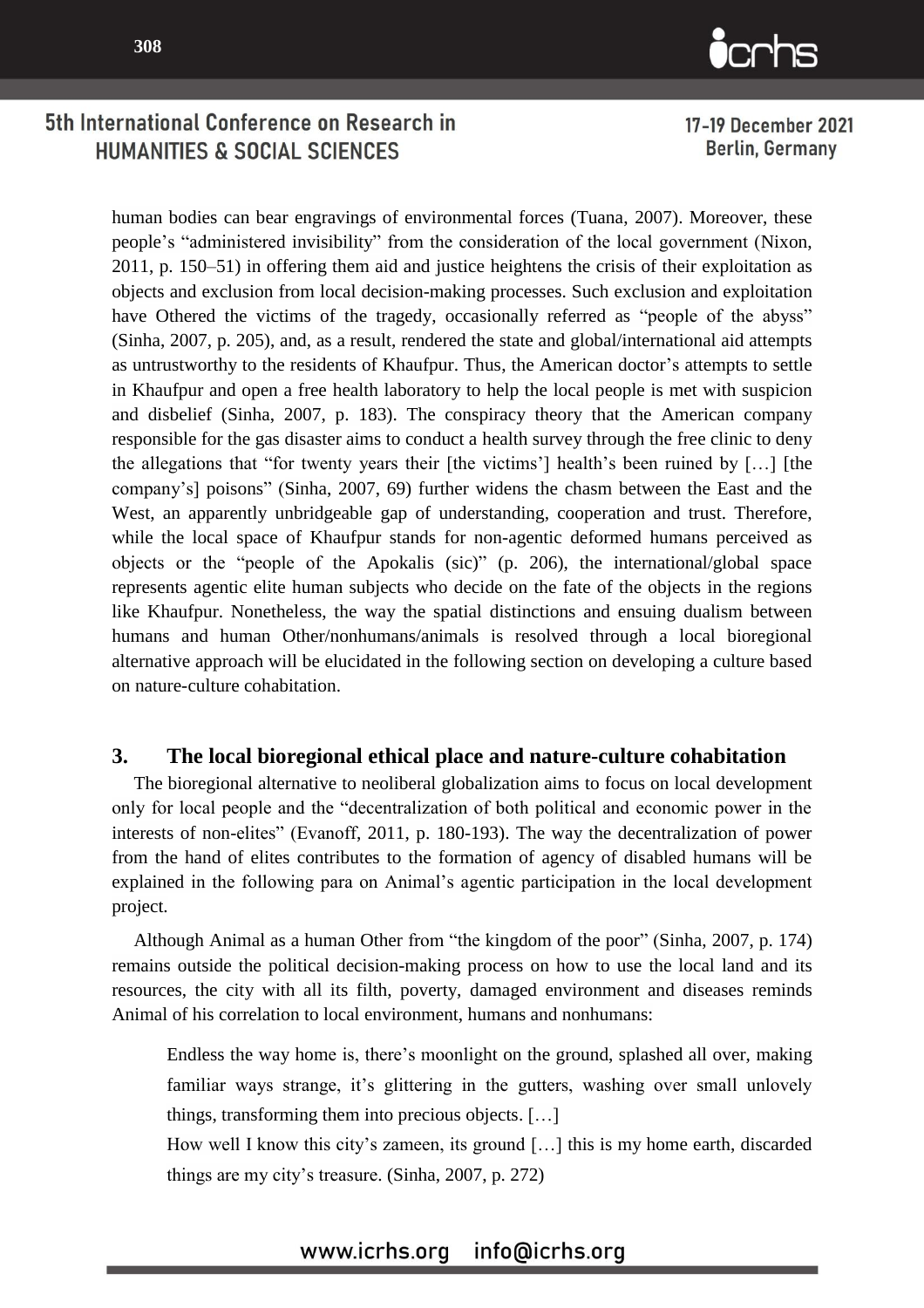human bodies can bear engravings of environmental forces (Tuana, 2007). Moreover, these people's "administered invisibility" from the consideration of the local government (Nixon, 2011, p. 150–51) in offering them aid and justice heightens the crisis of their exploitation as objects and exclusion from local decision-making processes. Such exclusion and exploitation have Othered the victims of the tragedy, occasionally referred as "people of the abyss" (Sinha, 2007, p. 205), and, as a result, rendered the state and global/international aid attempts as untrustworthy to the residents of Khaufpur. Thus, the American doctor's attempts to settle in Khaufpur and open a free health laboratory to help the local people is met with suspicion and disbelief (Sinha, 2007, p. 183). The conspiracy theory that the American company responsible for the gas disaster aims to conduct a health survey through the free clinic to deny the allegations that "for twenty years their [the victims'] health's been ruined by […] [the company's] poisons" (Sinha, 2007, 69) further widens the chasm between the East and the West, an apparently unbridgeable gap of understanding, cooperation and trust. Therefore, while the local space of Khaufpur stands for non-agentic deformed humans perceived as objects or the "people of the Apokalis (sic)" (p. 206), the international/global space represents agentic elite human subjects who decide on the fate of the objects in the regions like Khaufpur. Nonetheless, the way the spatial distinctions and ensuing dualism between humans and human Other/nonhumans/animals is resolved through a local bioregional alternative approach will be elucidated in the following section on developing a culture based on nature-culture cohabitation.

## 3. The local bioregional ethical place and nature-culture cohabitation

The bioregional alternative to neoliberal globalization aims to focus on local development only for local people and the "decentralization of both political and economic power in the interests of non-elites" (Evanoff, 2011, p. 180-193). The way the decentralization of power from the hand of elites contributes to the formation of agency of disabled humans will be explained in the following para on Animal's agentic participation in the local development project.

Although Animal as a human Other from "the kingdom of the poor" (Sinha, 2007, p. 174) remains outside the political decision-making process on how to use the local land and its resources, the city with all its filth, poverty, damaged environment and diseases reminds Animal of his correlation to local environment, humans and nonhumans:

> Endless the way home is, there's moonlight on the ground, splashed all over, making familiar ways strange, it's glittering in the gutters, washing over small unlovely things, transforming them into precious objects. […]
>
> How well I know this city's zameen, its ground […] this is my home earth, discarded things are my city's treasure. (Sinha, 2007, p. 272)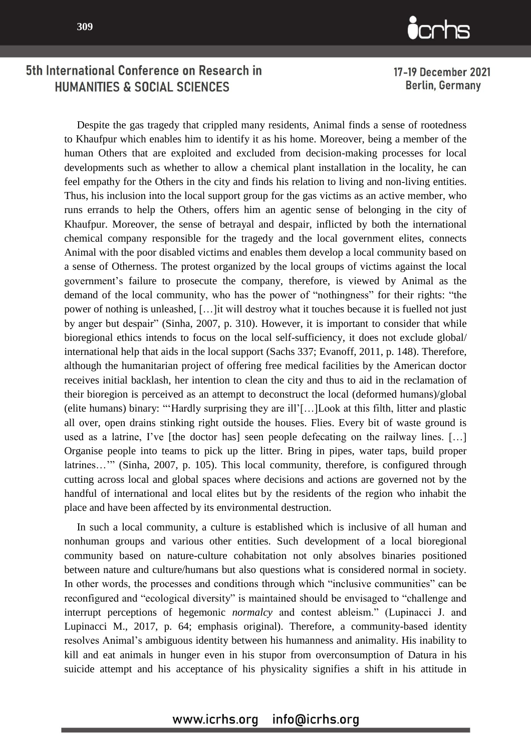Despite the gas tragedy that crippled many residents, Animal finds a sense of rootedness to Khaufpur which enables him to identify it as his home. Moreover, being a member of the human Others that are exploited and excluded from decision-making processes for local developments such as whether to allow a chemical plant installation in the locality, he can feel empathy for the Others in the city and finds his relation to living and non-living entities. Thus, his inclusion into the local support group for the gas victims as an active member, who runs errands to help the Others, offers him an agentic sense of belonging in the city of Khaufpur. Moreover, the sense of betrayal and despair, inflicted by both the international chemical company responsible for the tragedy and the local government elites, connects Animal with the poor disabled victims and enables them develop a local community based on a sense of Otherness. The protest organized by the local groups of victims against the local government's failure to prosecute the company, therefore, is viewed by Animal as the demand of the local community, who has the power of "nothingness" for their rights: "the power of nothing is unleashed, […]it will destroy what it touches because it is fuelled not just by anger but despair" (Sinha, 2007, p. 310). However, it is important to consider that while bioregional ethics intends to focus on the local self-sufficiency, it does not exclude global/ international help that aids in the local support (Sachs 337; Evanoff, 2011, p. 148). Therefore, although the humanitarian project of offering free medical facilities by the American doctor receives initial backlash, her intention to clean the city and thus to aid in the reclamation of their bioregion is perceived as an attempt to deconstruct the local (deformed humans)/global (elite humans) binary: "'Hardly surprising they are ill'[…]Look at this filth, litter and plastic all over, open drains stinking right outside the houses. Flies. Every bit of waste ground is used as a latrine, I've [the doctor has] seen people defecating on the railway lines. […] Organise people into teams to pick up the litter. Bring in pipes, water taps, build proper latrines…'" (Sinha, 2007, p. 105). This local community, therefore, is configured through cutting across local and global spaces where decisions and actions are governed not by the handful of international and local elites but by the residents of the region who inhabit the place and have been affected by its environmental destruction.

In such a local community, a culture is established which is inclusive of all human and nonhuman groups and various other entities. Such development of a local bioregional community based on nature-culture cohabitation not only absolves binaries positioned between nature and culture/humans but also questions what is considered normal in society. In other words, the processes and conditions through which "inclusive communities" can be reconfigured and "ecological diversity" is maintained should be envisaged to "challenge and interrupt perceptions of hegemonic *normalcy* and contest ableism." (Lupinacci J. and Lupinacci M., 2017, p. 64; emphasis original). Therefore, a community-based identity resolves Animal's ambiguous identity between his humanness and animality. His inability to kill and eat animals in hunger even in his stupor from overconsumption of Datura in his suicide attempt and his acceptance of his physicality signifies a shift in his attitude in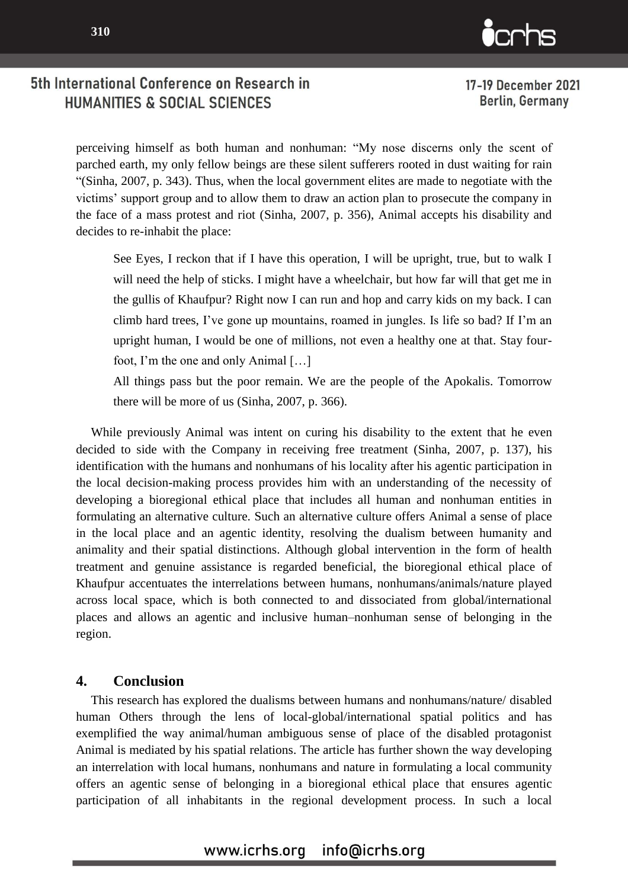perceiving himself as both human and nonhuman: "My nose discerns only the scent of parched earth, my only fellow beings are these silent sufferers rooted in dust waiting for rain "(Sinha, 2007, p. 343). Thus, when the local government elites are made to negotiate with the victims' support group and to allow them to draw an action plan to prosecute the company in the face of a mass protest and riot (Sinha, 2007, p. 356), Animal accepts his disability and decides to re-inhabit the place:

> See Eyes, I reckon that if I have this operation, I will be upright, true, but to walk I will need the help of sticks. I might have a wheelchair, but how far will that get me in the gullis of Khaufpur? Right now I can run and hop and carry kids on my back. I can climb hard trees, I've gone up mountains, roamed in jungles. Is life so bad? If I'm an upright human, I would be one of millions, not even a healthy one at that. Stay four-foot, I'm the one and only Animal […]
>
> All things pass but the poor remain. We are the people of the Apokalis. Tomorrow there will be more of us (Sinha, 2007, p. 366).

While previously Animal was intent on curing his disability to the extent that he even decided to side with the Company in receiving free treatment (Sinha, 2007, p. 137), his identification with the humans and nonhumans of his locality after his agentic participation in the local decision-making process provides him with an understanding of the necessity of developing a bioregional ethical place that includes all human and nonhuman entities in formulating an alternative culture. Such an alternative culture offers Animal a sense of place in the local place and an agentic identity, resolving the dualism between humanity and animality and their spatial distinctions. Although global intervention in the form of health treatment and genuine assistance is regarded beneficial, the bioregional ethical place of Khaufpur accentuates the interrelations between humans, nonhumans/animals/nature played across local space, which is both connected to and dissociated from global/international places and allows an agentic and inclusive human–nonhuman sense of belonging in the region.

## 4. Conclusion

This research has explored the dualisms between humans and nonhumans/nature/ disabled human Others through the lens of local-global/international spatial politics and has exemplified the way animal/human ambiguous sense of place of the disabled protagonist Animal is mediated by his spatial relations. The article has further shown the way developing an interrelation with local humans, nonhumans and nature in formulating a local community offers an agentic sense of belonging in a bioregional ethical place that ensures agentic participation of all inhabitants in the regional development process. In such a local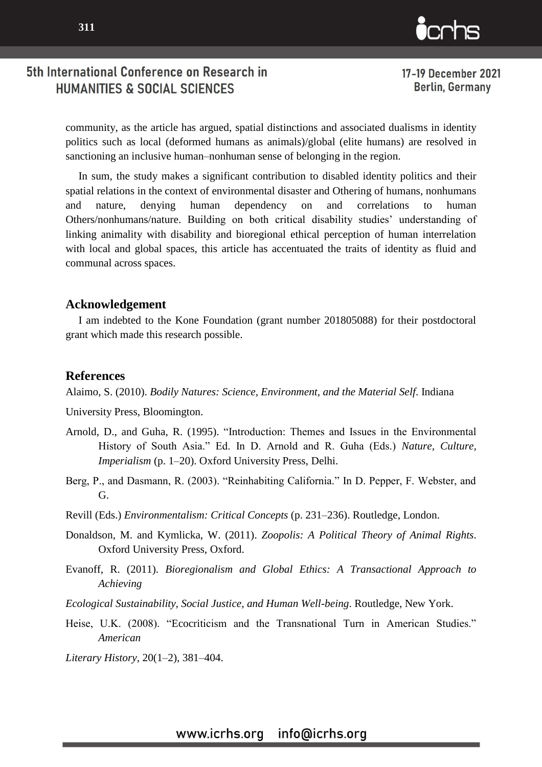community, as the article has argued, spatial distinctions and associated dualisms in identity politics such as local (deformed humans as animals)/global (elite humans) are resolved in sanctioning an inclusive human–nonhuman sense of belonging in the region.

In sum, the study makes a significant contribution to disabled identity politics and their spatial relations in the context of environmental disaster and Othering of humans, nonhumans and nature, denying human dependency on and correlations to human Others/nonhumans/nature. Building on both critical disability studies' understanding of linking animality with disability and bioregional ethical perception of human interrelation with local and global spaces, this article has accentuated the traits of identity as fluid and communal across spaces.

## Acknowledgement

I am indebted to the Kone Foundation (grant number 201805088) for their postdoctoral grant which made this research possible.

## References

Alaimo, S. (2010). *Bodily Natures: Science, Environment, and the Material Self*. Indiana

University Press, Bloomington.

Arnold, D., and Guha, R. (1995). "Introduction: Themes and Issues in the Environmental History of South Asia." Ed. In D. Arnold and R. Guha (Eds.) *Nature, Culture, Imperialism* (p. 1–20). Oxford University Press, Delhi.

Berg, P., and Dasmann, R. (2003). "Reinhabiting California." In D. Pepper, F. Webster, and G.

Revill (Eds.) *Environmentalism: Critical Concepts* (p. 231–236). Routledge, London.

Donaldson, M. and Kymlicka, W. (2011). *Zoopolis: A Political Theory of Animal Rights*. Oxford University Press, Oxford.

Evanoff, R. (2011). *Bioregionalism and Global Ethics: A Transactional Approach to Achieving*

*Ecological Sustainability, Social Justice, and Human Well-being*. Routledge, New York.

Heise, U.K. (2008). "Ecocriticism and the Transnational Turn in American Studies." *American*

*Literary History*, 20(1–2), 381–404.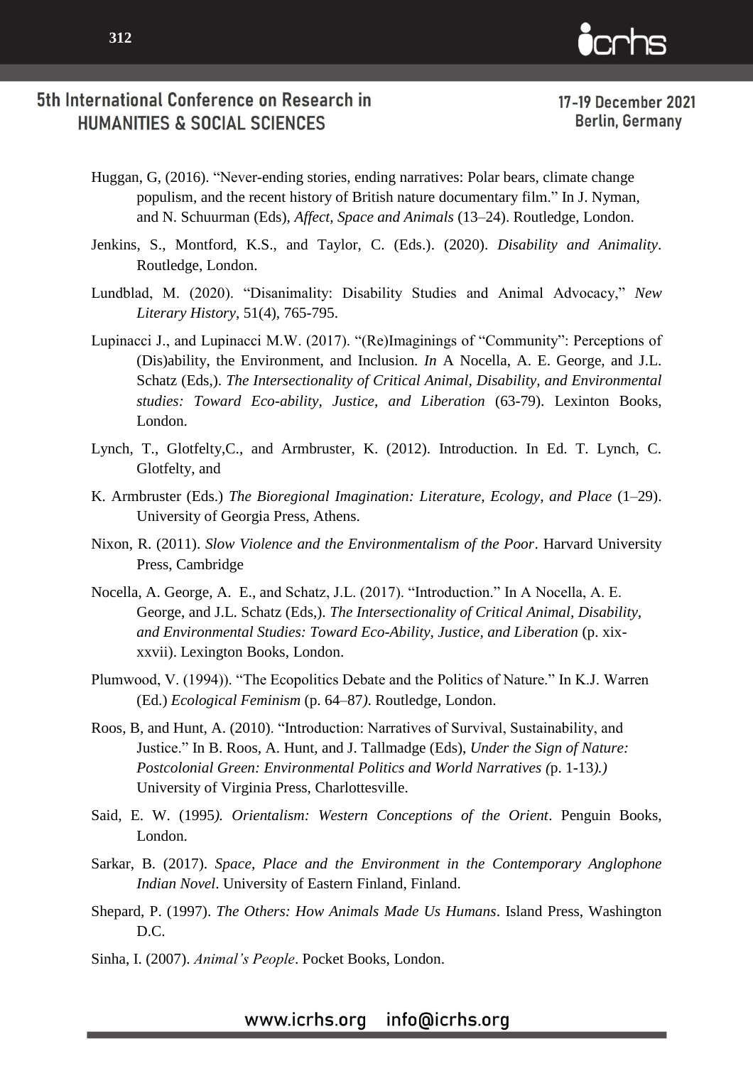Huggan, G, (2016). "Never-ending stories, ending narratives: Polar bears, climate change populism, and the recent history of British nature documentary film." In J. Nyman, and N. Schuurman (Eds), *Affect, Space and Animals* (13–24). Routledge, London.

Jenkins, S., Montford, K.S., and Taylor, C. (Eds.). (2020). *Disability and Animality*. Routledge, London.

Lundblad, M. (2020). "Disanimality: Disability Studies and Animal Advocacy," *New Literary History*, 51(4), 765-795.

Lupinacci J., and Lupinacci M.W. (2017). "(Re)Imaginings of "Community": Perceptions of (Dis)ability, the Environment, and Inclusion. *In* A Nocella, A. E. George, and J.L. Schatz (Eds,). *The Intersectionality of Critical Animal, Disability, and Environmental studies: Toward Eco-ability, Justice, and Liberation* (63-79). Lexinton Books, London.

Lynch, T., Glotfelty,C., and Armbruster, K. (2012). Introduction. In Ed. T. Lynch, C. Glotfelty, and

K. Armbruster (Eds.) *The Bioregional Imagination: Literature, Ecology, and Place* (1–29). University of Georgia Press, Athens.

Nixon, R. (2011). *Slow Violence and the Environmentalism of the Poor*. Harvard University Press, Cambridge

Nocella, A. George, A. E., and Schatz, J.L. (2017). "Introduction." In A Nocella, A. E. George, and J.L. Schatz (Eds,). *The Intersectionality of Critical Animal, Disability, and Environmental Studies: Toward Eco-Ability, Justice, and Liberation* (p. xix-xxvii). Lexington Books, London.

Plumwood, V. (1994)). "The Ecopolitics Debate and the Politics of Nature." In K.J. Warren (Ed.) *Ecological Feminism* (p. 64–87). Routledge, London.

Roos, B, and Hunt, A. (2010). "Introduction: Narratives of Survival, Sustainability, and Justice." In B. Roos, A. Hunt, and J. Tallmadge (Eds), *Under the Sign of Nature: Postcolonial Green: Environmental Politics and World Narratives (*p. 1-13*).)* University of Virginia Press, Charlottesville.

Said, E. W. (1995*). Orientalism: Western Conceptions of the Orient*. Penguin Books, London.

Sarkar, B. (2017). *Space, Place and the Environment in the Contemporary Anglophone Indian Novel*. University of Eastern Finland, Finland.

Shepard, P. (1997). *The Others: How Animals Made Us Humans*. Island Press, Washington D.C.

Sinha, I. (2007). *Animal's People*. Pocket Books, London.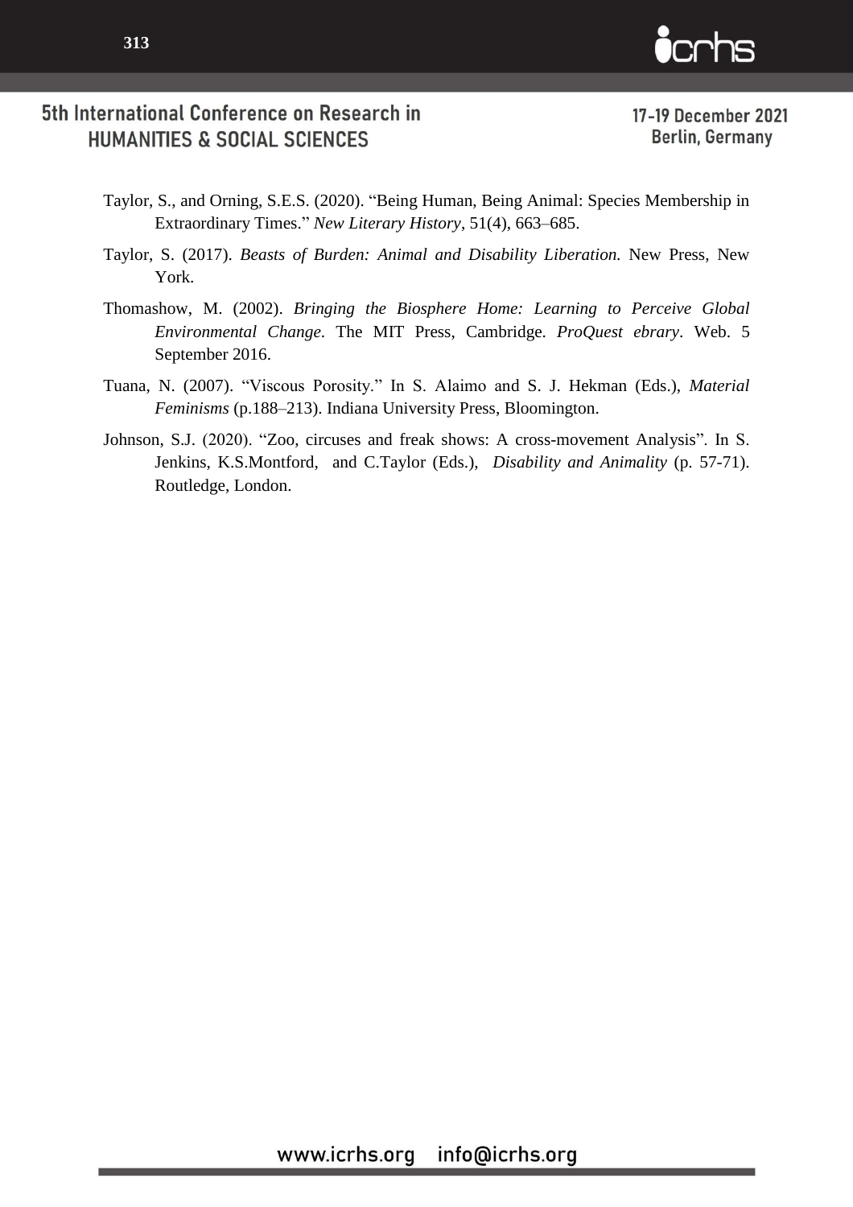Taylor, S., and Orning, S.E.S. (2020). "Being Human, Being Animal: Species Membership in Extraordinary Times." *New Literary History*, 51(4), 663–685.

Taylor, S. (2017). *Beasts of Burden: Animal and Disability Liberation.* New Press, New York.

Thomashow, M. (2002). *Bringing the Biosphere Home: Learning to Perceive Global Environmental Change*. The MIT Press, Cambridge. *ProQuest ebrary*. Web. 5 September 2016.

Tuana, N. (2007). "Viscous Porosity." In S. Alaimo and S. J. Hekman (Eds.), *Material Feminisms* (p.188–213). Indiana University Press, Bloomington.

Johnson, S.J. (2020). "Zoo, circuses and freak shows: A cross-movement Analysis". In S. Jenkins, K.S.Montford, and C.Taylor (Eds.), *Disability and Animality* (p. 57-71). Routledge, London.